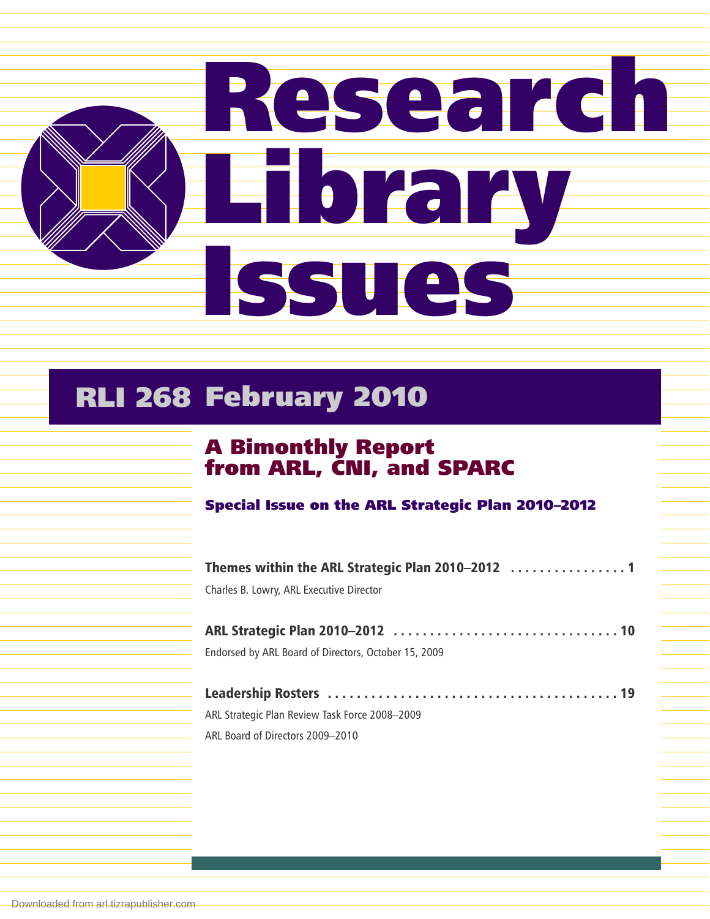# Research Library Issues

## RLI 268 February 2010

### A Bimonthly Report from ARL, CNI, and SPARC

**Special Issue on the ARL Strategic Plan 2010–2012**

**Themes within the ARL Strategic Plan 2010–2012** . . . . . . . . . . . . . . . . 1

Charles B. Lowry, ARL Executive Director

**ARL Strategic Plan 2010–2012** . . . . . . . . . . . . . . . . . . . . . . . . . . . . . . . 10

Endorsed by ARL Board of Directors, October 15, 2009

**Leadership Rosters** . . . . . . . . . . . . . . . . . . . . . . . . . . . . . . . . . . . . . . . 19

ARL Strategic Plan Review Task Force 2008–2009

ARL Board of Directors 2009–2010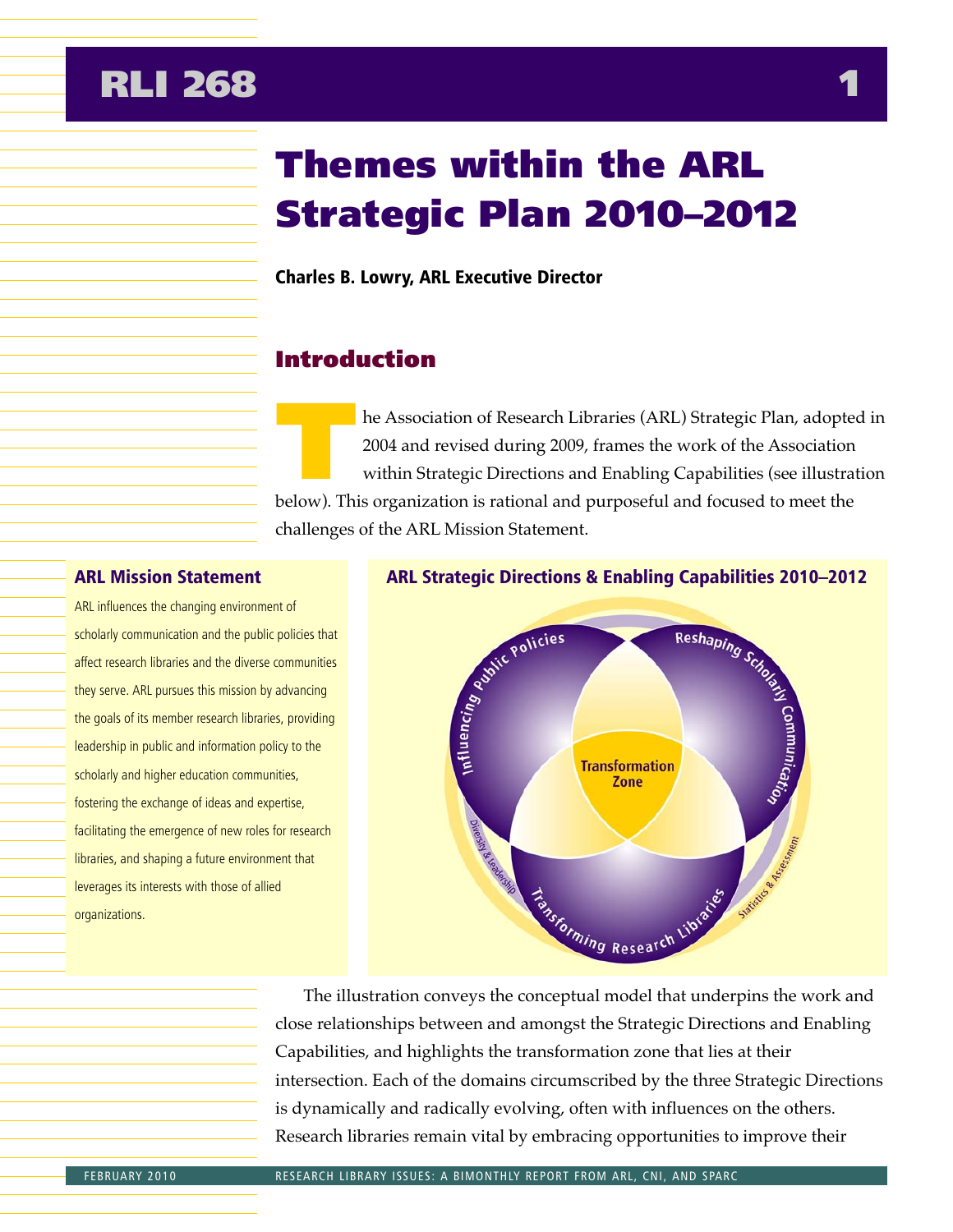# Themes within the ARL Strategic Plan 2010–2012

**Charles B. Lowry, ARL Executive Director**

## Introduction

The Association of Research Libraries (ARL) Strategic Plan, adopted in 2004 and revised during 2009, frames the work of the Association within Strategic Directions and Enabling Capabilities (see illustration below). This organization is rational and purposeful and focused to meet the challenges of the ARL Mission Statement.

### ARL Mission Statement

ARL influences the changing environment of scholarly communication and the public policies that affect research libraries and the diverse communities they serve. ARL pursues this mission by advancing the goals of its member research libraries, providing leadership in public and information policy to the scholarly and higher education communities, fostering the exchange of ideas and expertise, facilitating the emergence of new roles for research libraries, and shaping a future environment that leverages its interests with those of allied organizations.

### ARL Strategic Directions & Enabling Capabilities 2010–2012

Influencing Public Policies

Reshaping Scholarly Communication

Transforming Research Libraries

Transformation Zone

Diversity & Leadership

Statistics & Assessment

The illustration conveys the conceptual model that underpins the work and close relationships between and amongst the Strategic Directions and Enabling Capabilities, and highlights the transformation zone that lies at their intersection. Each of the domains circumscribed by the three Strategic Directions is dynamically and radically evolving, often with influences on the others. Research libraries remain vital by embracing opportunities to improve their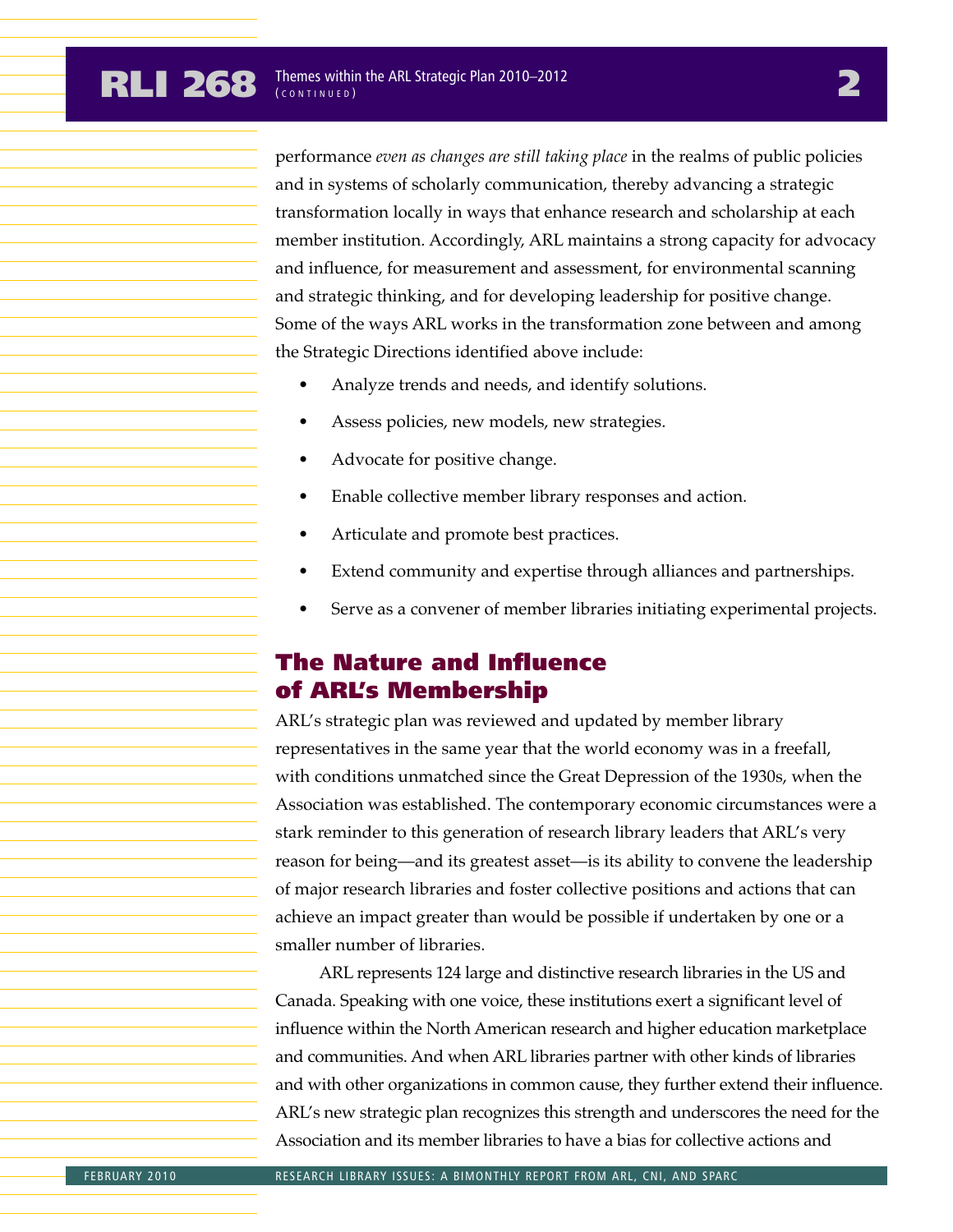performance *even as changes are still taking place* in the realms of public policies and in systems of scholarly communication, thereby advancing a strategic transformation locally in ways that enhance research and scholarship at each member institution. Accordingly, ARL maintains a strong capacity for advocacy and influence, for measurement and assessment, for environmental scanning and strategic thinking, and for developing leadership for positive change. Some of the ways ARL works in the transformation zone between and among the Strategic Directions identified above include:

- Analyze trends and needs, and identify solutions.
- Assess policies, new models, new strategies.
- Advocate for positive change.
- Enable collective member library responses and action.
- Articulate and promote best practices.
- Extend community and expertise through alliances and partnerships.
- Serve as a convener of member libraries initiating experimental projects.

## The Nature and Influence of ARL's Membership

ARL's strategic plan was reviewed and updated by member library representatives in the same year that the world economy was in a freefall, with conditions unmatched since the Great Depression of the 1930s, when the Association was established. The contemporary economic circumstances were a stark reminder to this generation of research library leaders that ARL's very reason for being—and its greatest asset—is its ability to convene the leadership of major research libraries and foster collective positions and actions that can achieve an impact greater than would be possible if undertaken by one or a smaller number of libraries.

ARL represents 124 large and distinctive research libraries in the US and Canada. Speaking with one voice, these institutions exert a significant level of influence within the North American research and higher education marketplace and communities. And when ARL libraries partner with other kinds of libraries and with other organizations in common cause, they further extend their influence. ARL's new strategic plan recognizes this strength and underscores the need for the Association and its member libraries to have a bias for collective actions and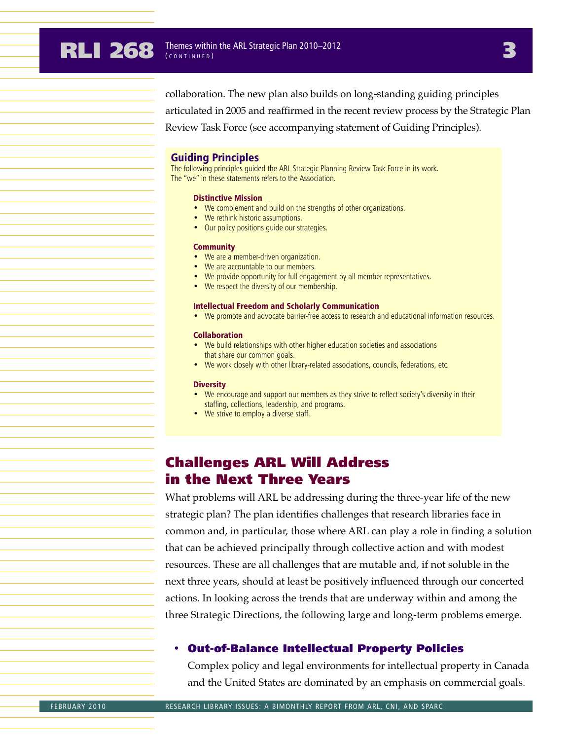collaboration. The new plan also builds on long-standing guiding principles articulated in 2005 and reaffirmed in the recent review process by the Strategic Plan Review Task Force (see accompanying statement of Guiding Principles).

### Guiding Principles

The following principles guided the ARL Strategic Planning Review Task Force in its work. The "we" in these statements refers to the Association.

**Distinctive Mission**

- We complement and build on the strengths of other organizations.
- We rethink historic assumptions.
- Our policy positions guide our strategies.

**Community**

- We are a member-driven organization.
- We are accountable to our members.
- We provide opportunity for full engagement by all member representatives.
- We respect the diversity of our membership.

**Intellectual Freedom and Scholarly Communication**

- We promote and advocate barrier-free access to research and educational information resources.

**Collaboration**

- We build relationships with other higher education societies and associations that share our common goals.
- We work closely with other library-related associations, councils, federations, etc.

**Diversity**

- We encourage and support our members as they strive to reflect society's diversity in their staffing, collections, leadership, and programs.
- We strive to employ a diverse staff.

## Challenges ARL Will Address in the Next Three Years

What problems will ARL be addressing during the three-year life of the new strategic plan? The plan identifies challenges that research libraries face in common and, in particular, those where ARL can play a role in finding a solution that can be achieved principally through collective action and with modest resources. These are all challenges that are mutable and, if not soluble in the next three years, should at least be positively influenced through our concerted actions. In looking across the trends that are underway within and among the three Strategic Directions, the following large and long-term problems emerge.

- **Out-of-Balance Intellectual Property Policies**

  Complex policy and legal environments for intellectual property in Canada and the United States are dominated by an emphasis on commercial goals.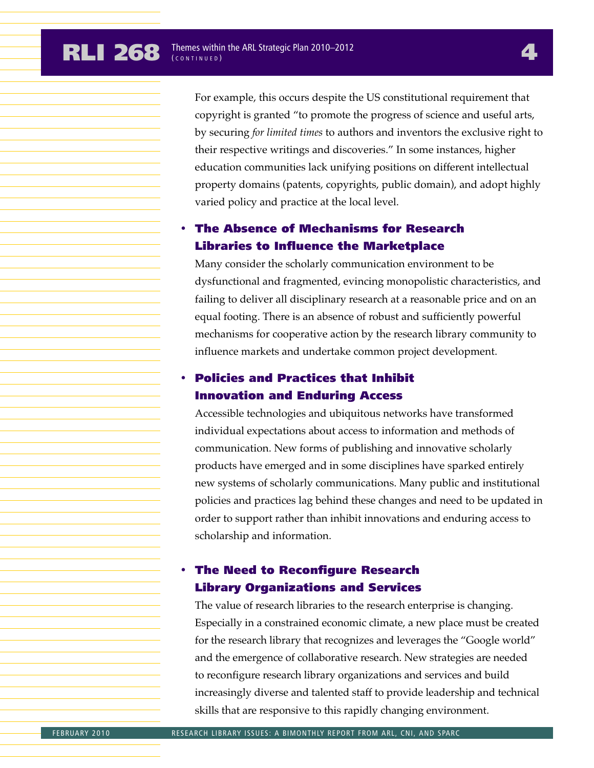For example, this occurs despite the US constitutional requirement that copyright is granted "to promote the progress of science and useful arts, by securing *for limited times* to authors and inventors the exclusive right to their respective writings and discoveries." In some instances, higher education communities lack unifying positions on different intellectual property domains (patents, copyrights, public domain), and adopt highly varied policy and practice at the local level.

- **The Absence of Mechanisms for Research Libraries to Influence the Marketplace**

  Many consider the scholarly communication environment to be dysfunctional and fragmented, evincing monopolistic characteristics, and failing to deliver all disciplinary research at a reasonable price and on an equal footing. There is an absence of robust and sufficiently powerful mechanisms for cooperative action by the research library community to influence markets and undertake common project development.

- **Policies and Practices that Inhibit Innovation and Enduring Access**

  Accessible technologies and ubiquitous networks have transformed individual expectations about access to information and methods of communication. New forms of publishing and innovative scholarly products have emerged and in some disciplines have sparked entirely new systems of scholarly communications. Many public and institutional policies and practices lag behind these changes and need to be updated in order to support rather than inhibit innovations and enduring access to scholarship and information.

- **The Need to Reconfigure Research Library Organizations and Services**

  The value of research libraries to the research enterprise is changing. Especially in a constrained economic climate, a new place must be created for the research library that recognizes and leverages the "Google world" and the emergence of collaborative research. New strategies are needed to reconfigure research library organizations and services and build increasingly diverse and talented staff to provide leadership and technical skills that are responsive to this rapidly changing environment.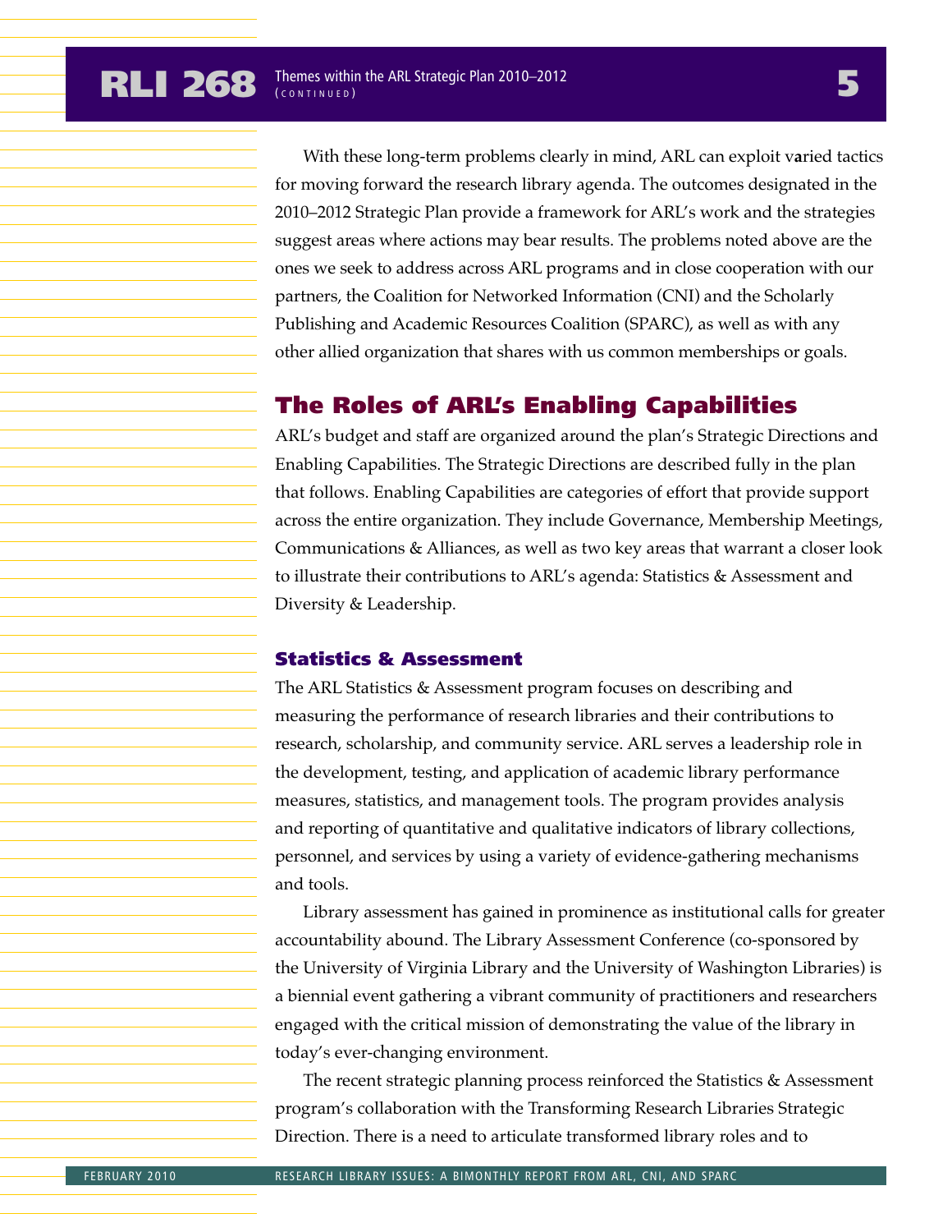With these long-term problems clearly in mind, ARL can exploit varied tactics for moving forward the research library agenda. The outcomes designated in the 2010–2012 Strategic Plan provide a framework for ARL's work and the strategies suggest areas where actions may bear results. The problems noted above are the ones we seek to address across ARL programs and in close cooperation with our partners, the Coalition for Networked Information (CNI) and the Scholarly Publishing and Academic Resources Coalition (SPARC), as well as with any other allied organization that shares with us common memberships or goals.

## The Roles of ARL's Enabling Capabilities

ARL's budget and staff are organized around the plan's Strategic Directions and Enabling Capabilities. The Strategic Directions are described fully in the plan that follows. Enabling Capabilities are categories of effort that provide support across the entire organization. They include Governance, Membership Meetings, Communications & Alliances, as well as two key areas that warrant a closer look to illustrate their contributions to ARL's agenda: Statistics & Assessment and Diversity & Leadership.

### Statistics & Assessment

The ARL Statistics & Assessment program focuses on describing and measuring the performance of research libraries and their contributions to research, scholarship, and community service. ARL serves a leadership role in the development, testing, and application of academic library performance measures, statistics, and management tools. The program provides analysis and reporting of quantitative and qualitative indicators of library collections, personnel, and services by using a variety of evidence-gathering mechanisms and tools.

Library assessment has gained in prominence as institutional calls for greater accountability abound. The Library Assessment Conference (co-sponsored by the University of Virginia Library and the University of Washington Libraries) is a biennial event gathering a vibrant community of practitioners and researchers engaged with the critical mission of demonstrating the value of the library in today's ever-changing environment.

The recent strategic planning process reinforced the Statistics & Assessment program's collaboration with the Transforming Research Libraries Strategic Direction. There is a need to articulate transformed library roles and to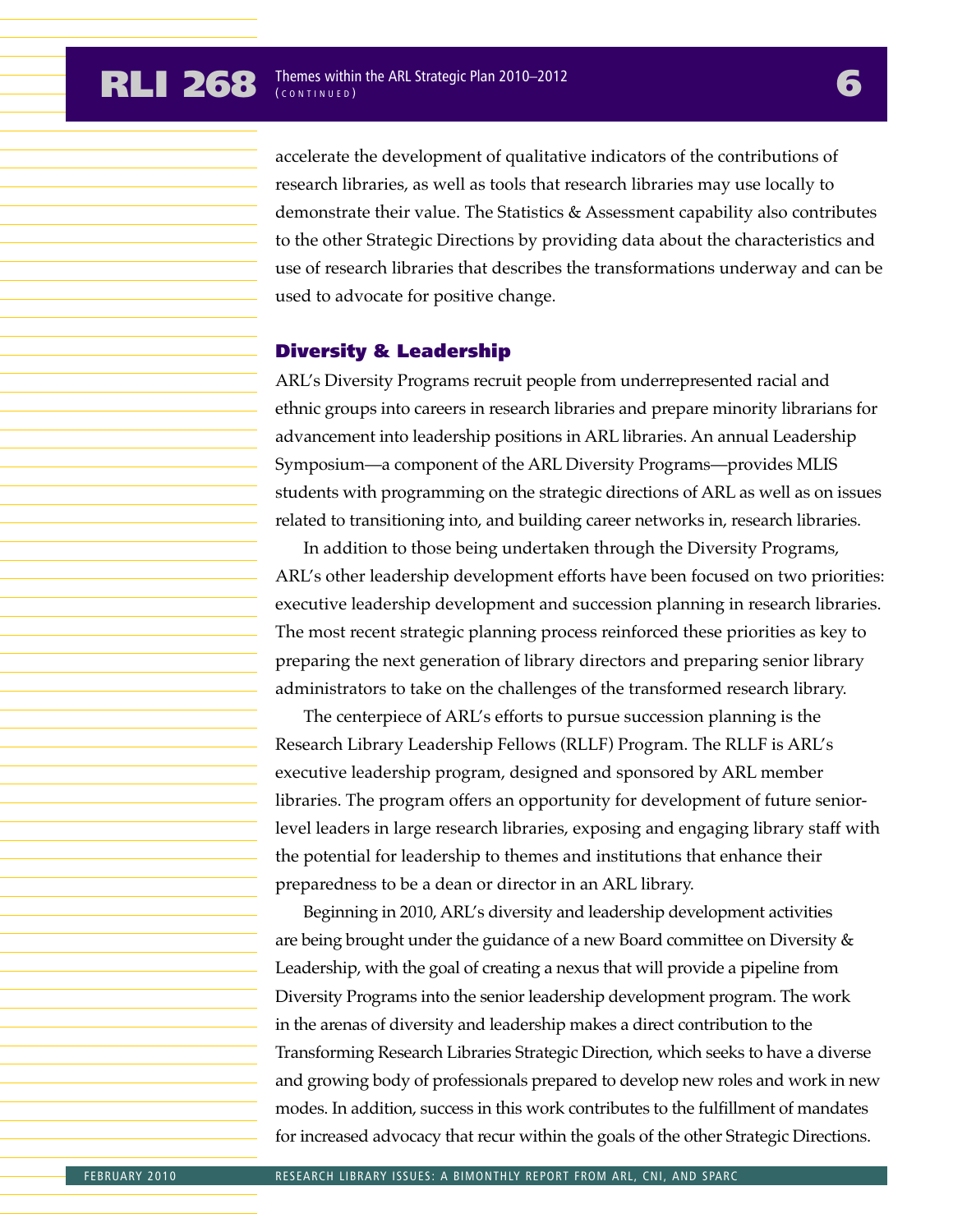accelerate the development of qualitative indicators of the contributions of research libraries, as well as tools that research libraries may use locally to demonstrate their value. The Statistics & Assessment capability also contributes to the other Strategic Directions by providing data about the characteristics and use of research libraries that describes the transformations underway and can be used to advocate for positive change.

## Diversity & Leadership

ARL's Diversity Programs recruit people from underrepresented racial and ethnic groups into careers in research libraries and prepare minority librarians for advancement into leadership positions in ARL libraries. An annual Leadership Symposium—a component of the ARL Diversity Programs—provides MLIS students with programming on the strategic directions of ARL as well as on issues related to transitioning into, and building career networks in, research libraries.

In addition to those being undertaken through the Diversity Programs, ARL's other leadership development efforts have been focused on two priorities: executive leadership development and succession planning in research libraries. The most recent strategic planning process reinforced these priorities as key to preparing the next generation of library directors and preparing senior library administrators to take on the challenges of the transformed research library.

The centerpiece of ARL's efforts to pursue succession planning is the Research Library Leadership Fellows (RLLF) Program. The RLLF is ARL's executive leadership program, designed and sponsored by ARL member libraries. The program offers an opportunity for development of future senior-level leaders in large research libraries, exposing and engaging library staff with the potential for leadership to themes and institutions that enhance their preparedness to be a dean or director in an ARL library.

Beginning in 2010, ARL's diversity and leadership development activities are being brought under the guidance of a new Board committee on Diversity & Leadership, with the goal of creating a nexus that will provide a pipeline from Diversity Programs into the senior leadership development program. The work in the arenas of diversity and leadership makes a direct contribution to the Transforming Research Libraries Strategic Direction, which seeks to have a diverse and growing body of professionals prepared to develop new roles and work in new modes. In addition, success in this work contributes to the fulfillment of mandates for increased advocacy that recur within the goals of the other Strategic Directions.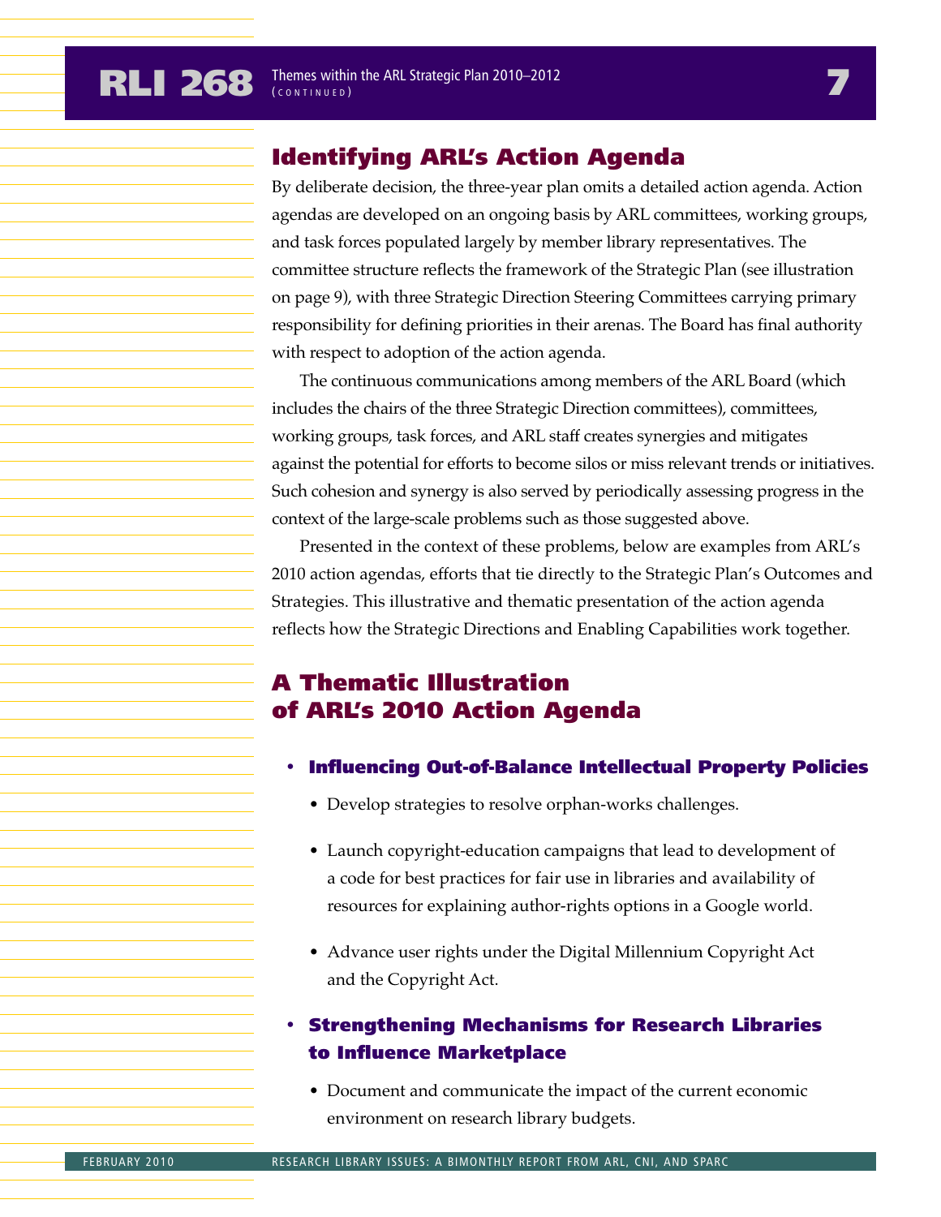## Identifying ARL's Action Agenda

By deliberate decision, the three-year plan omits a detailed action agenda. Action agendas are developed on an ongoing basis by ARL committees, working groups, and task forces populated largely by member library representatives. The committee structure reflects the framework of the Strategic Plan (see illustration on page 9), with three Strategic Direction Steering Committees carrying primary responsibility for defining priorities in their arenas. The Board has final authority with respect to adoption of the action agenda.

The continuous communications among members of the ARL Board (which includes the chairs of the three Strategic Direction committees), committees, working groups, task forces, and ARL staff creates synergies and mitigates against the potential for efforts to become silos or miss relevant trends or initiatives. Such cohesion and synergy is also served by periodically assessing progress in the context of the large-scale problems such as those suggested above.

Presented in the context of these problems, below are examples from ARL's 2010 action agendas, efforts that tie directly to the Strategic Plan's Outcomes and Strategies. This illustrative and thematic presentation of the action agenda reflects how the Strategic Directions and Enabling Capabilities work together.

## A Thematic Illustration of ARL's 2010 Action Agenda

- **Influencing Out-of-Balance Intellectual Property Policies**
  - Develop strategies to resolve orphan-works challenges.
  - Launch copyright-education campaigns that lead to development of a code for best practices for fair use in libraries and availability of resources for explaining author-rights options in a Google world.
  - Advance user rights under the Digital Millennium Copyright Act and the Copyright Act.
- **Strengthening Mechanisms for Research Libraries to Influence Marketplace**
  - Document and communicate the impact of the current economic environment on research library budgets.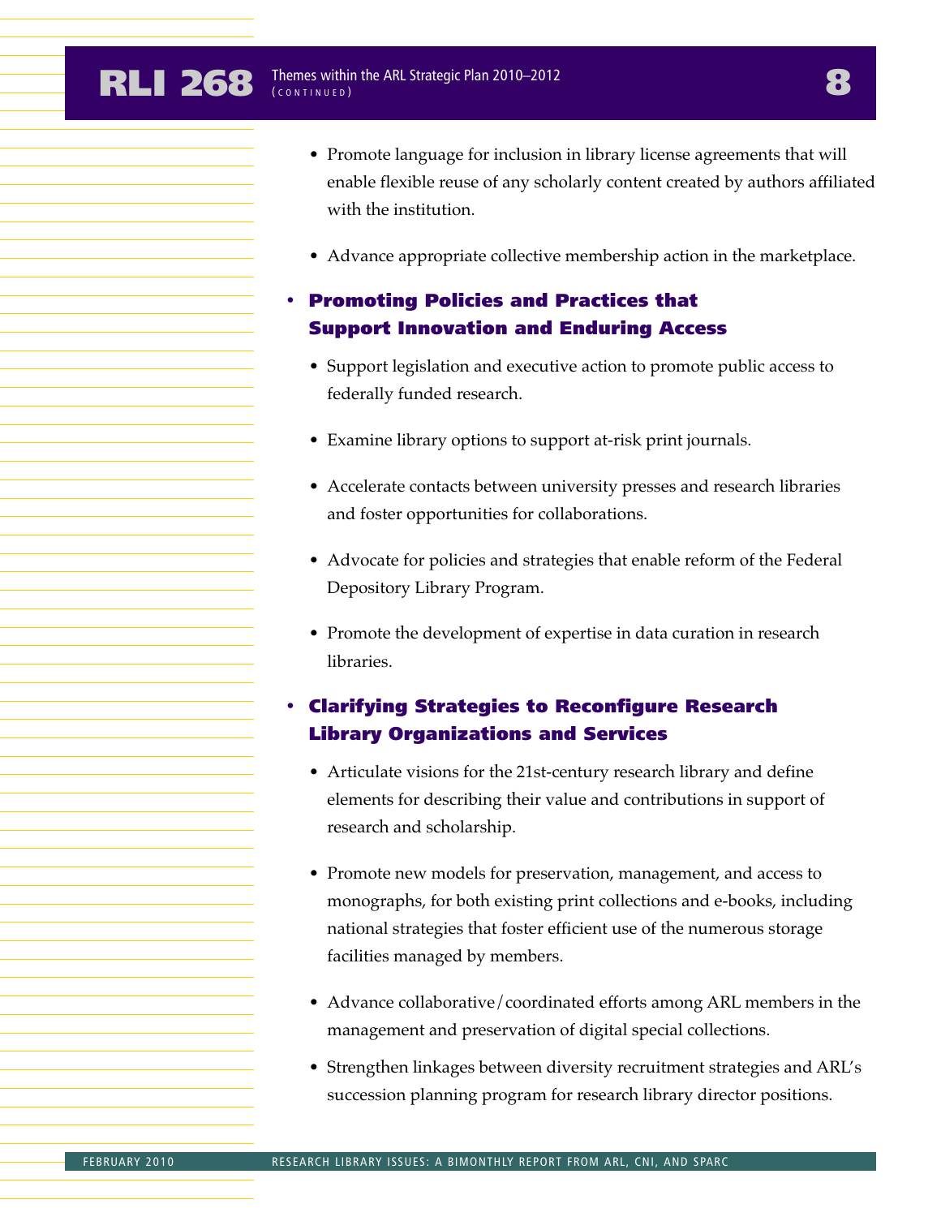- Promote language for inclusion in library license agreements that will enable flexible reuse of any scholarly content created by authors affiliated with the institution.
- Advance appropriate collective membership action in the marketplace.

- **Promoting Policies and Practices that Support Innovation and Enduring Access**
  - Support legislation and executive action to promote public access to federally funded research.
  - Examine library options to support at-risk print journals.
  - Accelerate contacts between university presses and research libraries and foster opportunities for collaborations.
  - Advocate for policies and strategies that enable reform of the Federal Depository Library Program.
  - Promote the development of expertise in data curation in research libraries.

- **Clarifying Strategies to Reconfigure Research Library Organizations and Services**
  - Articulate visions for the 21st-century research library and define elements for describing their value and contributions in support of research and scholarship.
  - Promote new models for preservation, management, and access to monographs, for both existing print collections and e-books, including national strategies that foster efficient use of the numerous storage facilities managed by members.
  - Advance collaborative/coordinated efforts among ARL members in the management and preservation of digital special collections.
  - Strengthen linkages between diversity recruitment strategies and ARL's succession planning program for research library director positions.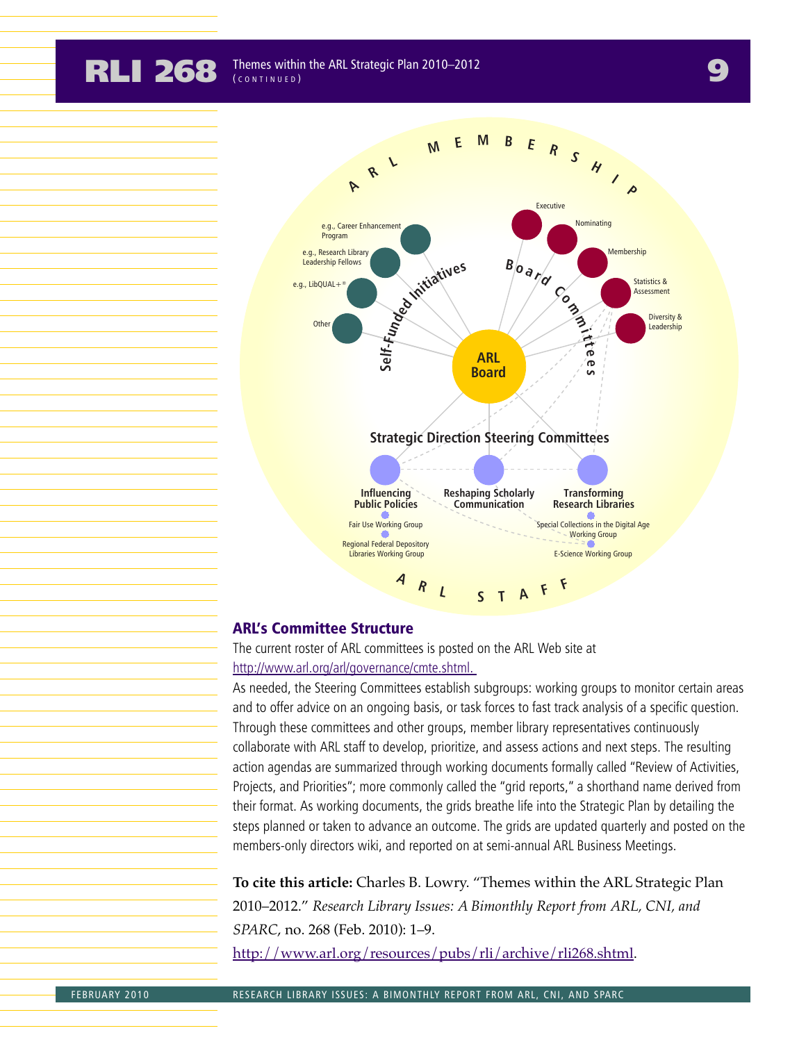ARL MEMBERSHIP

e.g., Career Enhancement Program

e.g., Research Library Leadership Fellows

e.g., LibQUAL+®

Other

Self-Funded Initiatives

Executive

Nominating

Membership

Statistics & Assessment

Diversity & Leadership

Board Committees

ARL Board

Strategic Direction Steering Committees

Influencing Public Policies

Fair Use Working Group

Regional Federal Depository Libraries Working Group

Reshaping Scholarly Communication

Transforming Research Libraries

Special Collections in the Digital Age Working Group

E-Science Working Group

ARL STAFF

### ARL's Committee Structure

The current roster of ARL committees is posted on the ARL Web site at http://www.arl.org/arl/governance/cmte.shtml.

As needed, the Steering Committees establish subgroups: working groups to monitor certain areas and to offer advice on an ongoing basis, or task forces to fast track analysis of a specific question. Through these committees and other groups, member library representatives continuously collaborate with ARL staff to develop, prioritize, and assess actions and next steps. The resulting action agendas are summarized through working documents formally called "Review of Activities, Projects, and Priorities"; more commonly called the "grid reports," a shorthand name derived from their format. As working documents, the grids breathe life into the Strategic Plan by detailing the steps planned or taken to advance an outcome. The grids are updated quarterly and posted on the members-only directors wiki, and reported on at semi-annual ARL Business Meetings.

**To cite this article:** Charles B. Lowry. "Themes within the ARL Strategic Plan 2010–2012." *Research Library Issues: A Bimonthly Report from ARL, CNI, and SPARC,* no. 268 (Feb. 2010): 1–9.

http://www.arl.org/resources/pubs/rli/archive/rli268.shtml.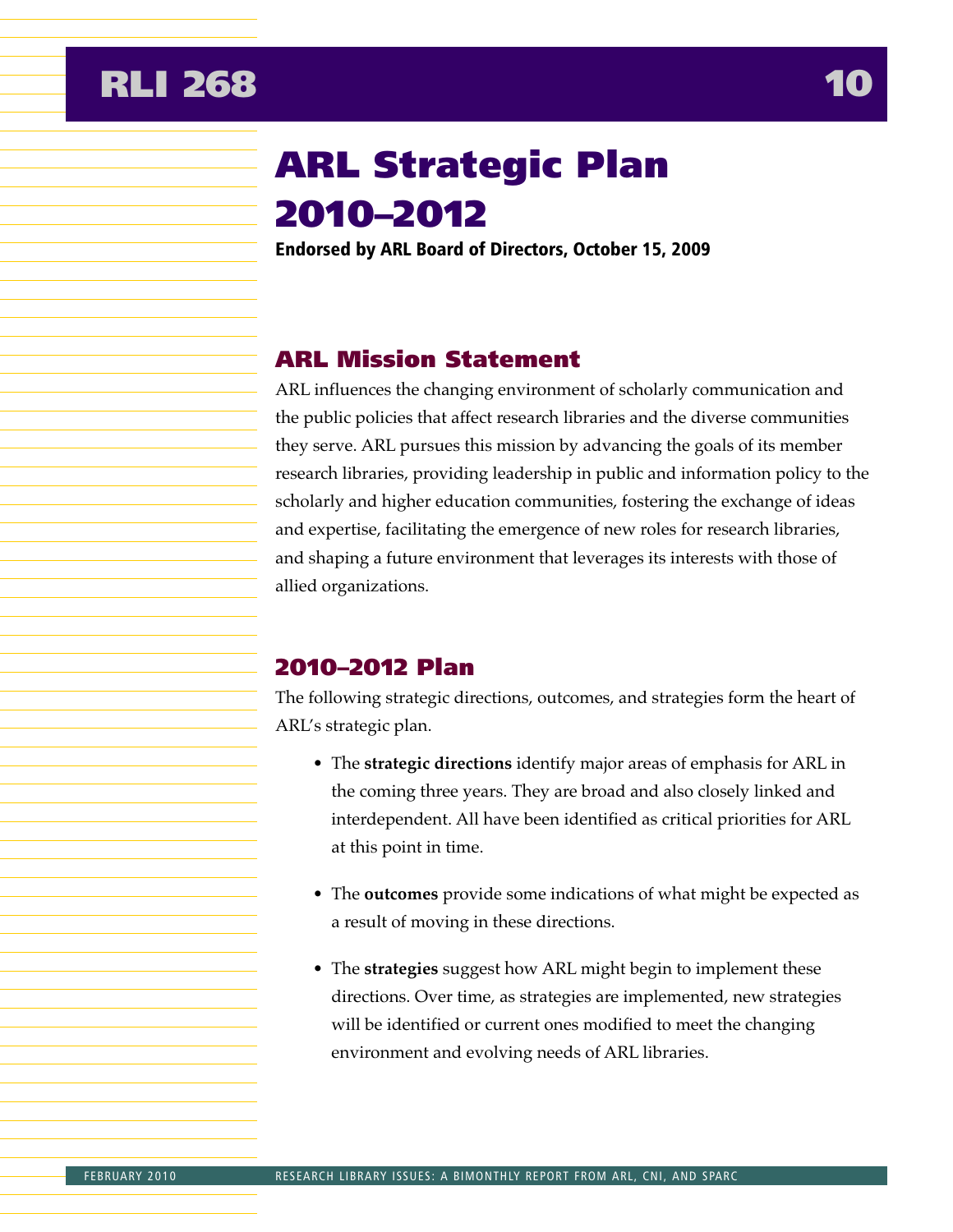# ARL Strategic Plan 2010–2012

**Endorsed by ARL Board of Directors, October 15, 2009**

## ARL Mission Statement

ARL influences the changing environment of scholarly communication and the public policies that affect research libraries and the diverse communities they serve. ARL pursues this mission by advancing the goals of its member research libraries, providing leadership in public and information policy to the scholarly and higher education communities, fostering the exchange of ideas and expertise, facilitating the emergence of new roles for research libraries, and shaping a future environment that leverages its interests with those of allied organizations.

## 2010–2012 Plan

The following strategic directions, outcomes, and strategies form the heart of ARL's strategic plan.

- The **strategic directions** identify major areas of emphasis for ARL in the coming three years. They are broad and also closely linked and interdependent. All have been identified as critical priorities for ARL at this point in time.
- The **outcomes** provide some indications of what might be expected as a result of moving in these directions.
- The **strategies** suggest how ARL might begin to implement these directions. Over time, as strategies are implemented, new strategies will be identified or current ones modified to meet the changing environment and evolving needs of ARL libraries.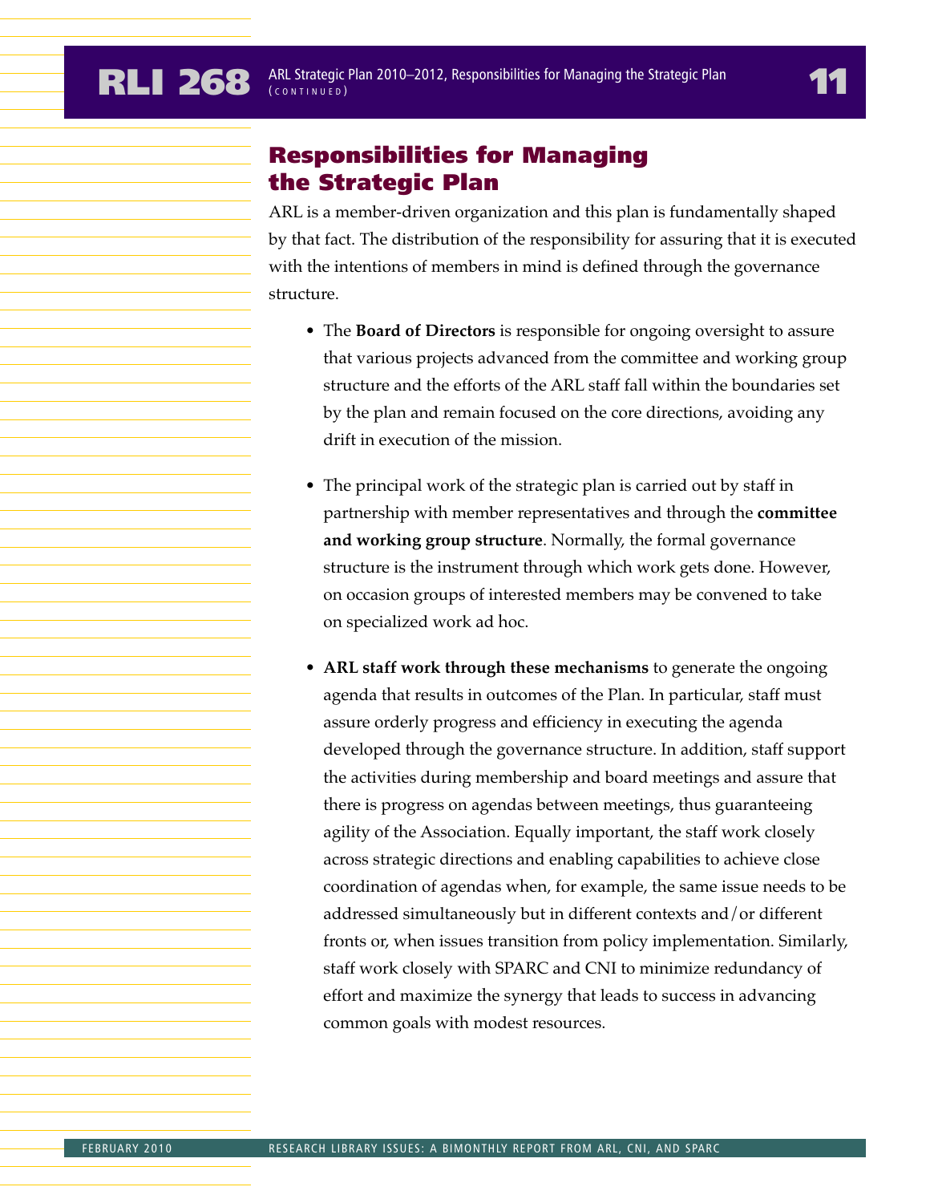## Responsibilities for Managing the Strategic Plan

ARL is a member-driven organization and this plan is fundamentally shaped by that fact. The distribution of the responsibility for assuring that it is executed with the intentions of members in mind is defined through the governance structure.

- The **Board of Directors** is responsible for ongoing oversight to assure that various projects advanced from the committee and working group structure and the efforts of the ARL staff fall within the boundaries set by the plan and remain focused on the core directions, avoiding any drift in execution of the mission.

- The principal work of the strategic plan is carried out by staff in partnership with member representatives and through the **committee and working group structure**. Normally, the formal governance structure is the instrument through which work gets done. However, on occasion groups of interested members may be convened to take on specialized work ad hoc.

- **ARL staff work through these mechanisms** to generate the ongoing agenda that results in outcomes of the Plan. In particular, staff must assure orderly progress and efficiency in executing the agenda developed through the governance structure. In addition, staff support the activities during membership and board meetings and assure that there is progress on agendas between meetings, thus guaranteeing agility of the Association. Equally important, the staff work closely across strategic directions and enabling capabilities to achieve close coordination of agendas when, for example, the same issue needs to be addressed simultaneously but in different contexts and/or different fronts or, when issues transition from policy implementation. Similarly, staff work closely with SPARC and CNI to minimize redundancy of effort and maximize the synergy that leads to success in advancing common goals with modest resources.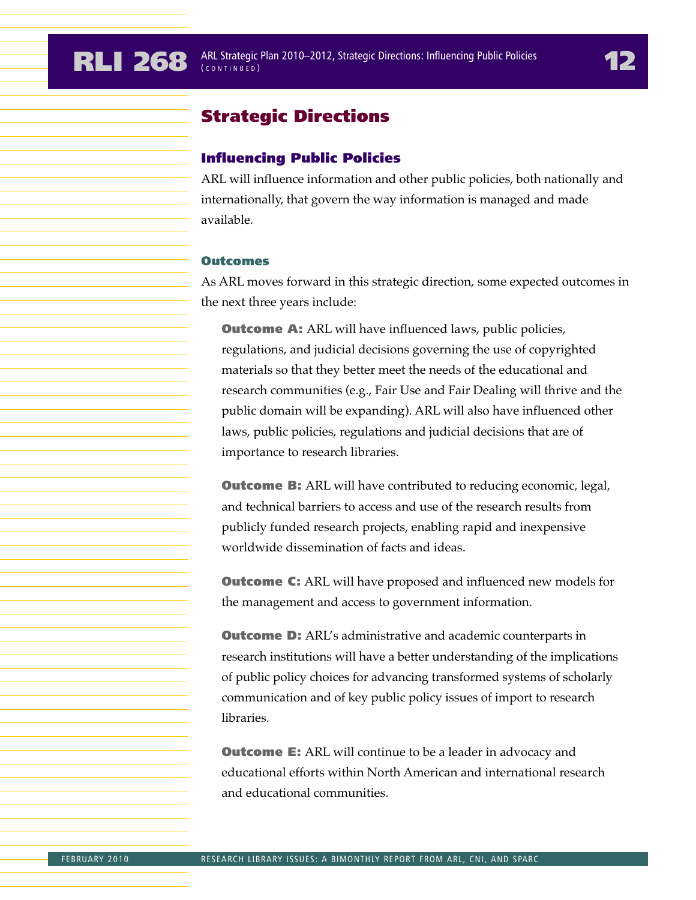## Strategic Directions

### Influencing Public Policies

ARL will influence information and other public policies, both nationally and internationally, that govern the way information is managed and made available.

#### Outcomes

As ARL moves forward in this strategic direction, some expected outcomes in the next three years include:

**Outcome A:** ARL will have influenced laws, public policies, regulations, and judicial decisions governing the use of copyrighted materials so that they better meet the needs of the educational and research communities (e.g., Fair Use and Fair Dealing will thrive and the public domain will be expanding). ARL will also have influenced other laws, public policies, regulations and judicial decisions that are of importance to research libraries.

**Outcome B:** ARL will have contributed to reducing economic, legal, and technical barriers to access and use of the research results from publicly funded research projects, enabling rapid and inexpensive worldwide dissemination of facts and ideas.

**Outcome C:** ARL will have proposed and influenced new models for the management and access to government information.

**Outcome D:** ARL's administrative and academic counterparts in research institutions will have a better understanding of the implications of public policy choices for advancing transformed systems of scholarly communication and of key public policy issues of import to research libraries.

**Outcome E:** ARL will continue to be a leader in advocacy and educational efforts within North American and international research and educational communities.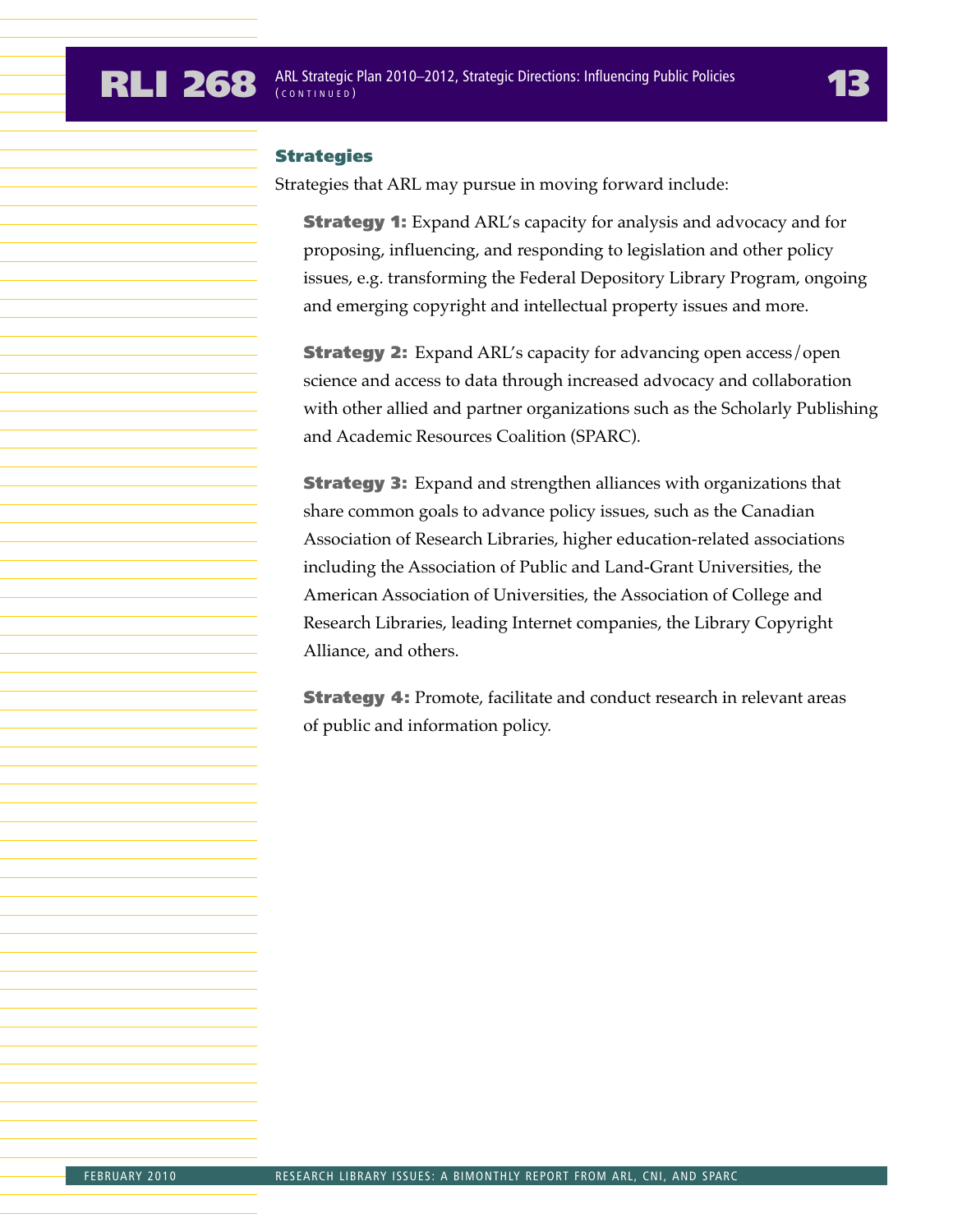### Strategies

Strategies that ARL may pursue in moving forward include:

**Strategy 1:** Expand ARL's capacity for analysis and advocacy and for proposing, influencing, and responding to legislation and other policy issues, e.g. transforming the Federal Depository Library Program, ongoing and emerging copyright and intellectual property issues and more.

**Strategy 2:** Expand ARL's capacity for advancing open access/open science and access to data through increased advocacy and collaboration with other allied and partner organizations such as the Scholarly Publishing and Academic Resources Coalition (SPARC).

**Strategy 3:** Expand and strengthen alliances with organizations that share common goals to advance policy issues, such as the Canadian Association of Research Libraries, higher education-related associations including the Association of Public and Land-Grant Universities, the American Association of Universities, the Association of College and Research Libraries, leading Internet companies, the Library Copyright Alliance, and others.

**Strategy 4:** Promote, facilitate and conduct research in relevant areas of public and information policy.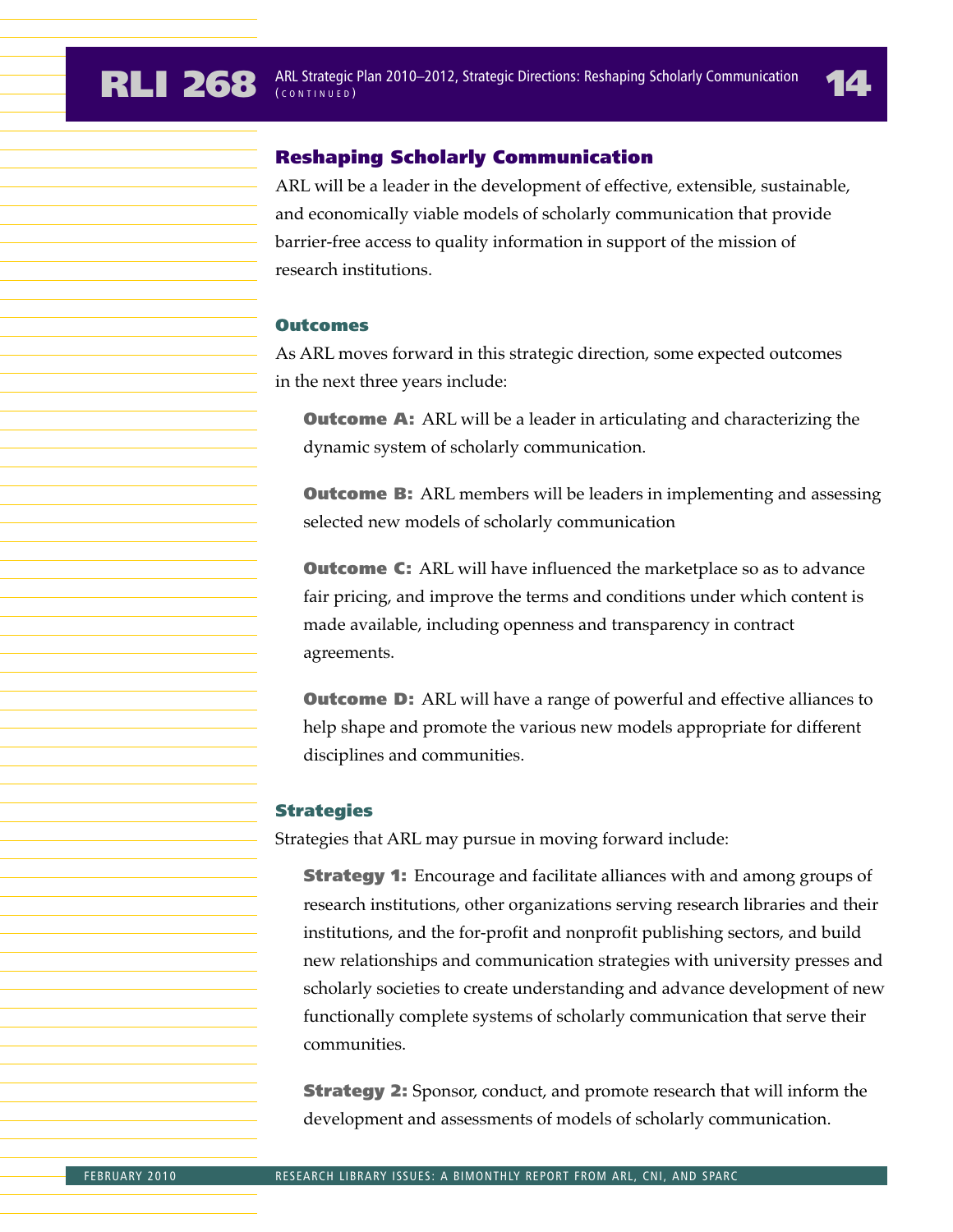## Reshaping Scholarly Communication

ARL will be a leader in the development of effective, extensible, sustainable, and economically viable models of scholarly communication that provide barrier-free access to quality information in support of the mission of research institutions.

### Outcomes

As ARL moves forward in this strategic direction, some expected outcomes in the next three years include:

**Outcome A:** ARL will be a leader in articulating and characterizing the dynamic system of scholarly communication.

**Outcome B:** ARL members will be leaders in implementing and assessing selected new models of scholarly communication

**Outcome C:** ARL will have influenced the marketplace so as to advance fair pricing, and improve the terms and conditions under which content is made available, including openness and transparency in contract agreements.

**Outcome D:** ARL will have a range of powerful and effective alliances to help shape and promote the various new models appropriate for different disciplines and communities.

### Strategies

Strategies that ARL may pursue in moving forward include:

**Strategy 1:** Encourage and facilitate alliances with and among groups of research institutions, other organizations serving research libraries and their institutions, and the for-profit and nonprofit publishing sectors, and build new relationships and communication strategies with university presses and scholarly societies to create understanding and advance development of new functionally complete systems of scholarly communication that serve their communities.

**Strategy 2:** Sponsor, conduct, and promote research that will inform the development and assessments of models of scholarly communication.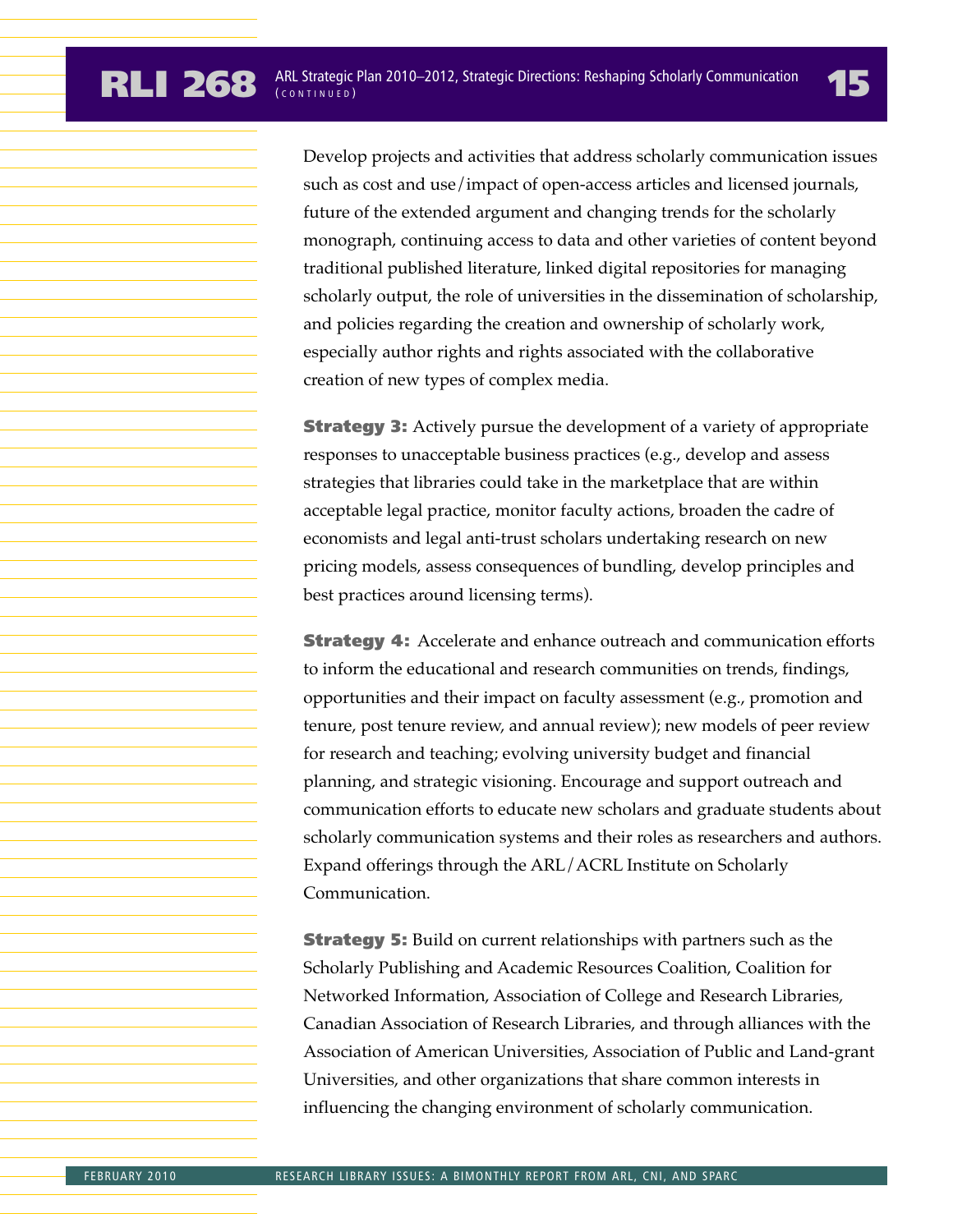Develop projects and activities that address scholarly communication issues such as cost and use/impact of open-access articles and licensed journals, future of the extended argument and changing trends for the scholarly monograph, continuing access to data and other varieties of content beyond traditional published literature, linked digital repositories for managing scholarly output, the role of universities in the dissemination of scholarship, and policies regarding the creation and ownership of scholarly work, especially author rights and rights associated with the collaborative creation of new types of complex media.

**Strategy 3:** Actively pursue the development of a variety of appropriate responses to unacceptable business practices (e.g., develop and assess strategies that libraries could take in the marketplace that are within acceptable legal practice, monitor faculty actions, broaden the cadre of economists and legal anti-trust scholars undertaking research on new pricing models, assess consequences of bundling, develop principles and best practices around licensing terms).

**Strategy 4:** Accelerate and enhance outreach and communication efforts to inform the educational and research communities on trends, findings, opportunities and their impact on faculty assessment (e.g., promotion and tenure, post tenure review, and annual review); new models of peer review for research and teaching; evolving university budget and financial planning, and strategic visioning. Encourage and support outreach and communication efforts to educate new scholars and graduate students about scholarly communication systems and their roles as researchers and authors. Expand offerings through the ARL/ACRL Institute on Scholarly Communication.

**Strategy 5:** Build on current relationships with partners such as the Scholarly Publishing and Academic Resources Coalition, Coalition for Networked Information, Association of College and Research Libraries, Canadian Association of Research Libraries, and through alliances with the Association of American Universities, Association of Public and Land-grant Universities, and other organizations that share common interests in influencing the changing environment of scholarly communication.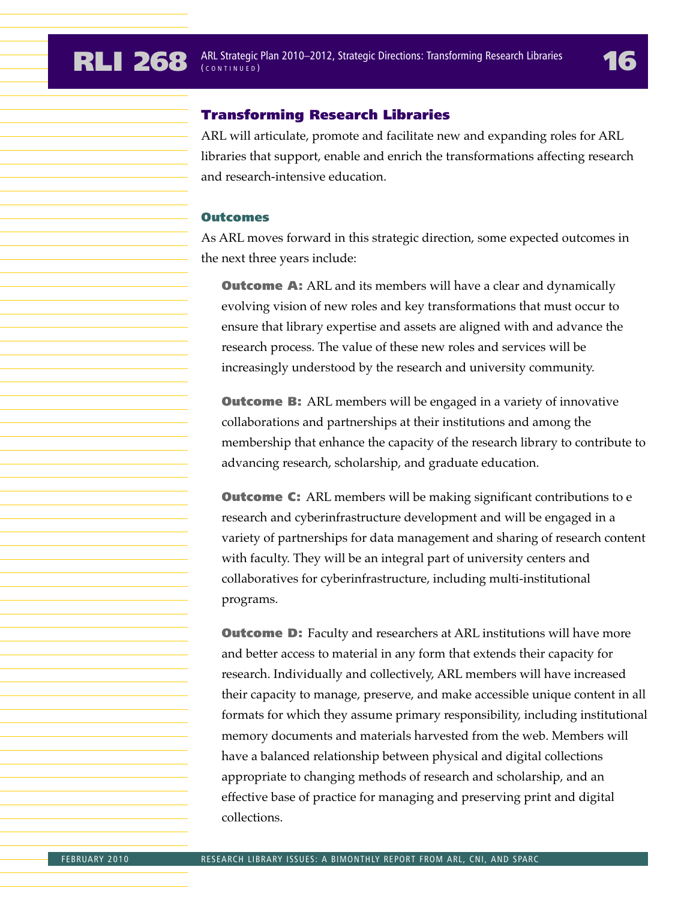## Transforming Research Libraries

ARL will articulate, promote and facilitate new and expanding roles for ARL libraries that support, enable and enrich the transformations affecting research and research-intensive education.

### Outcomes

As ARL moves forward in this strategic direction, some expected outcomes in the next three years include:

**Outcome A:** ARL and its members will have a clear and dynamically evolving vision of new roles and key transformations that must occur to ensure that library expertise and assets are aligned with and advance the research process. The value of these new roles and services will be increasingly understood by the research and university community.

**Outcome B:** ARL members will be engaged in a variety of innovative collaborations and partnerships at their institutions and among the membership that enhance the capacity of the research library to contribute to advancing research, scholarship, and graduate education.

**Outcome C:** ARL members will be making significant contributions to e research and cyberinfrastructure development and will be engaged in a variety of partnerships for data management and sharing of research content with faculty. They will be an integral part of university centers and collaboratives for cyberinfrastructure, including multi-institutional programs.

**Outcome D:** Faculty and researchers at ARL institutions will have more and better access to material in any form that extends their capacity for research. Individually and collectively, ARL members will have increased their capacity to manage, preserve, and make accessible unique content in all formats for which they assume primary responsibility, including institutional memory documents and materials harvested from the web. Members will have a balanced relationship between physical and digital collections appropriate to changing methods of research and scholarship, and an effective base of practice for managing and preserving print and digital collections.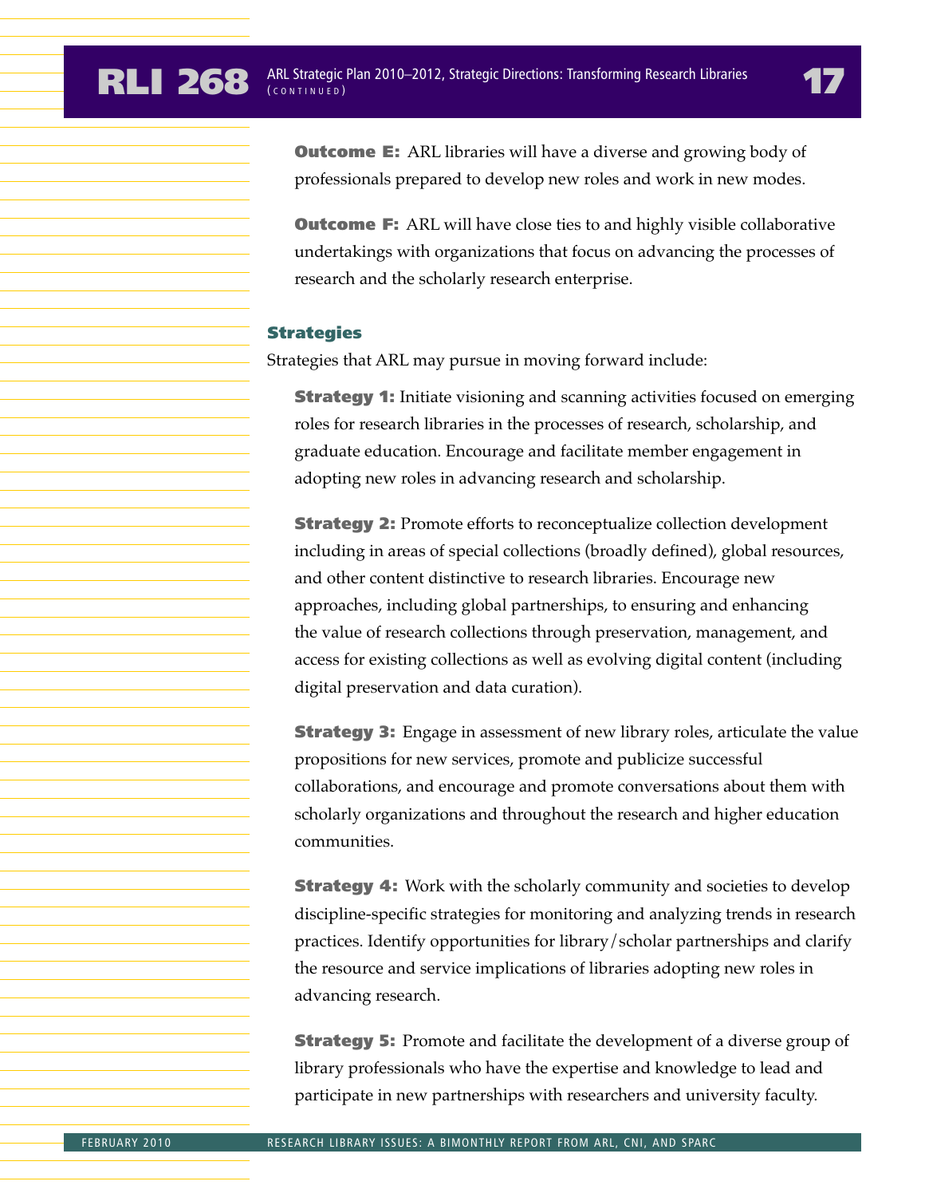**Outcome E:** ARL libraries will have a diverse and growing body of professionals prepared to develop new roles and work in new modes.

**Outcome F:** ARL will have close ties to and highly visible collaborative undertakings with organizations that focus on advancing the processes of research and the scholarly research enterprise.

### Strategies

Strategies that ARL may pursue in moving forward include:

**Strategy 1:** Initiate visioning and scanning activities focused on emerging roles for research libraries in the processes of research, scholarship, and graduate education. Encourage and facilitate member engagement in adopting new roles in advancing research and scholarship.

**Strategy 2:** Promote efforts to reconceptualize collection development including in areas of special collections (broadly defined), global resources, and other content distinctive to research libraries. Encourage new approaches, including global partnerships, to ensuring and enhancing the value of research collections through preservation, management, and access for existing collections as well as evolving digital content (including digital preservation and data curation).

**Strategy 3:** Engage in assessment of new library roles, articulate the value propositions for new services, promote and publicize successful collaborations, and encourage and promote conversations about them with scholarly organizations and throughout the research and higher education communities.

**Strategy 4:** Work with the scholarly community and societies to develop discipline-specific strategies for monitoring and analyzing trends in research practices. Identify opportunities for library/scholar partnerships and clarify the resource and service implications of libraries adopting new roles in advancing research.

**Strategy 5:** Promote and facilitate the development of a diverse group of library professionals who have the expertise and knowledge to lead and participate in new partnerships with researchers and university faculty.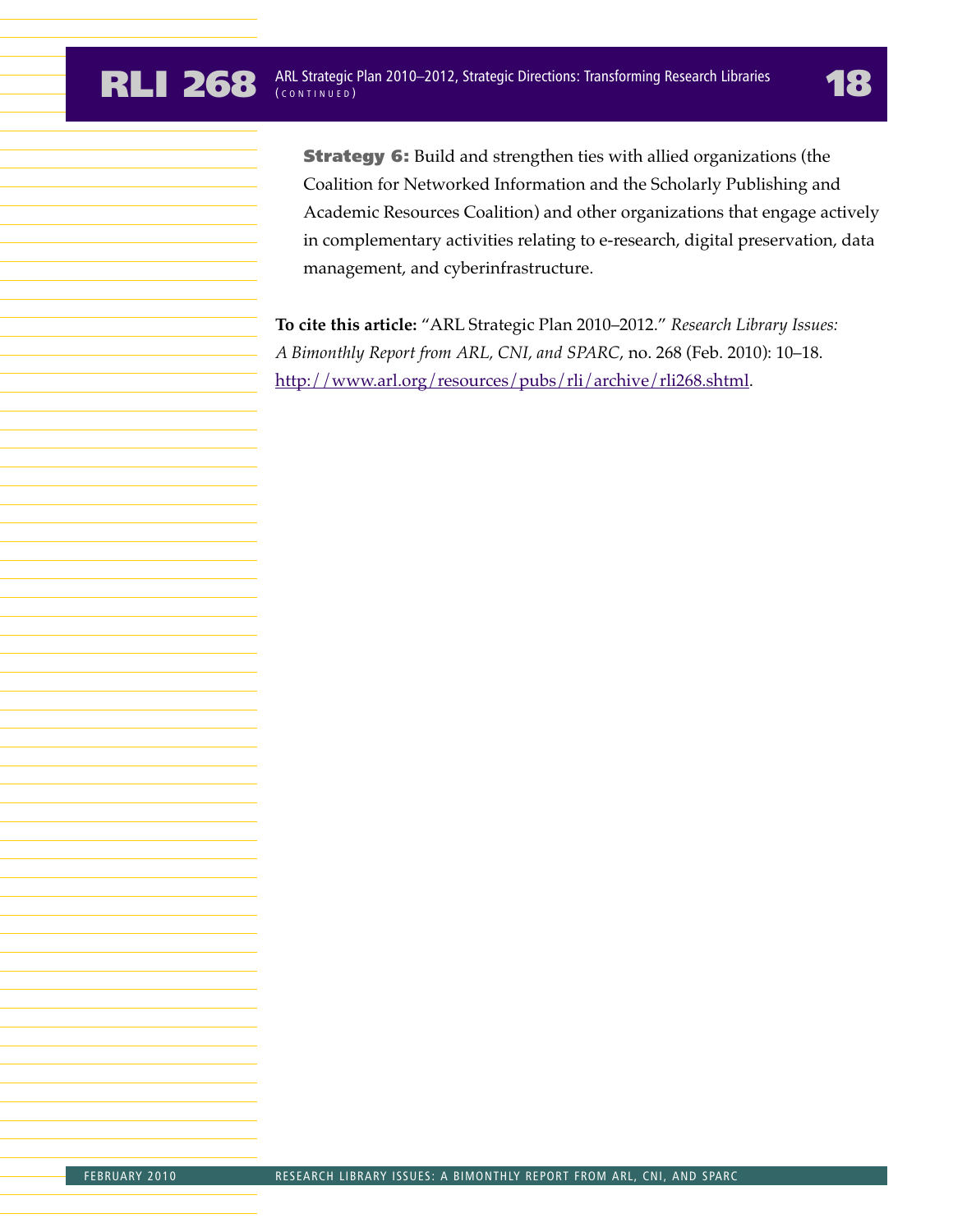**Strategy 6:** Build and strengthen ties with allied organizations (the Coalition for Networked Information and the Scholarly Publishing and Academic Resources Coalition) and other organizations that engage actively in complementary activities relating to e-research, digital preservation, data management, and cyberinfrastructure.

**To cite this article:** "ARL Strategic Plan 2010–2012." *Research Library Issues: A Bimonthly Report from ARL, CNI, and SPARC*, no. 268 (Feb. 2010): 10–18. http://www.arl.org/resources/pubs/rli/archive/rli268.shtml.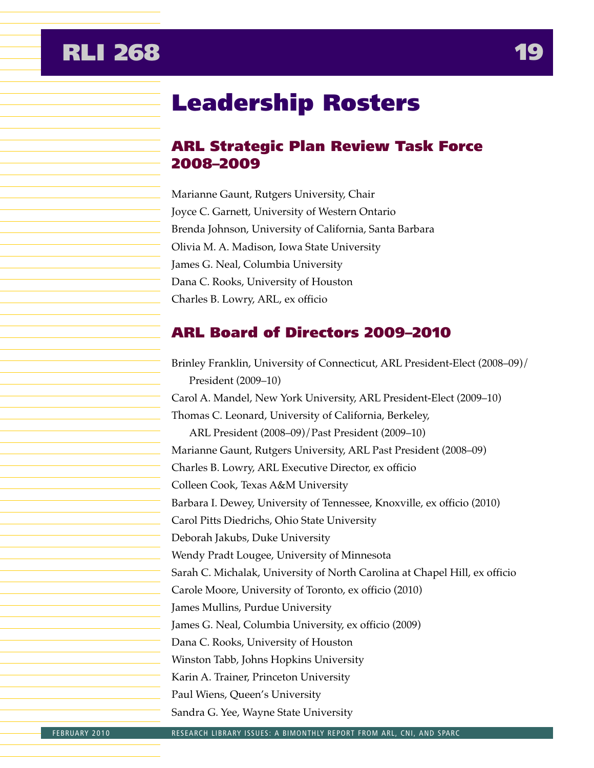# Leadership Rosters

## ARL Strategic Plan Review Task Force 2008–2009

Marianne Gaunt, Rutgers University, Chair
Joyce C. Garnett, University of Western Ontario
Brenda Johnson, University of California, Santa Barbara
Olivia M. A. Madison, Iowa State University
James G. Neal, Columbia University
Dana C. Rooks, University of Houston
Charles B. Lowry, ARL, ex officio

## ARL Board of Directors 2009–2010

Brinley Franklin, University of Connecticut, ARL President-Elect (2008–09)/ President (2009–10)
Carol A. Mandel, New York University, ARL President-Elect (2009–10)
Thomas C. Leonard, University of California, Berkeley, ARL President (2008–09)/Past President (2009–10)
Marianne Gaunt, Rutgers University, ARL Past President (2008–09)
Charles B. Lowry, ARL Executive Director, ex officio
Colleen Cook, Texas A&M University
Barbara I. Dewey, University of Tennessee, Knoxville, ex officio (2010)
Carol Pitts Diedrichs, Ohio State University
Deborah Jakubs, Duke University
Wendy Pradt Lougee, University of Minnesota
Sarah C. Michalak, University of North Carolina at Chapel Hill, ex officio
Carole Moore, University of Toronto, ex officio (2010)
James Mullins, Purdue University
James G. Neal, Columbia University, ex officio (2009)
Dana C. Rooks, University of Houston
Winston Tabb, Johns Hopkins University
Karin A. Trainer, Princeton University
Paul Wiens, Queen's University
Sandra G. Yee, Wayne State University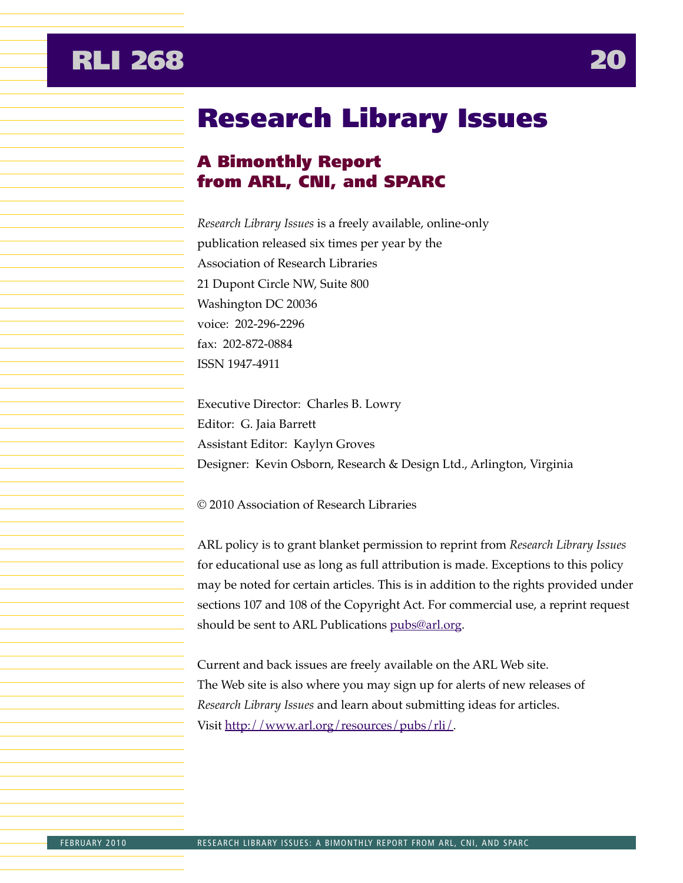# Research Library Issues

## A Bimonthly Report from ARL, CNI, and SPARC

*Research Library Issues* is a freely available, online-only publication released six times per year by the
Association of Research Libraries
21 Dupont Circle NW, Suite 800
Washington DC 20036
voice: 202-296-2296
fax: 202-872-0884
ISSN 1947-4911

Executive Director: Charles B. Lowry
Editor: G. Jaia Barrett
Assistant Editor: Kaylyn Groves
Designer: Kevin Osborn, Research & Design Ltd., Arlington, Virginia

© 2010 Association of Research Libraries

ARL policy is to grant blanket permission to reprint from *Research Library Issues* for educational use as long as full attribution is made. Exceptions to this policy may be noted for certain articles. This is in addition to the rights provided under sections 107 and 108 of the Copyright Act. For commercial use, a reprint request should be sent to ARL Publications pubs@arl.org.

Current and back issues are freely available on the ARL Web site. The Web site is also where you may sign up for alerts of new releases of *Research Library Issues* and learn about submitting ideas for articles. Visit http://www.arl.org/resources/pubs/rli/.